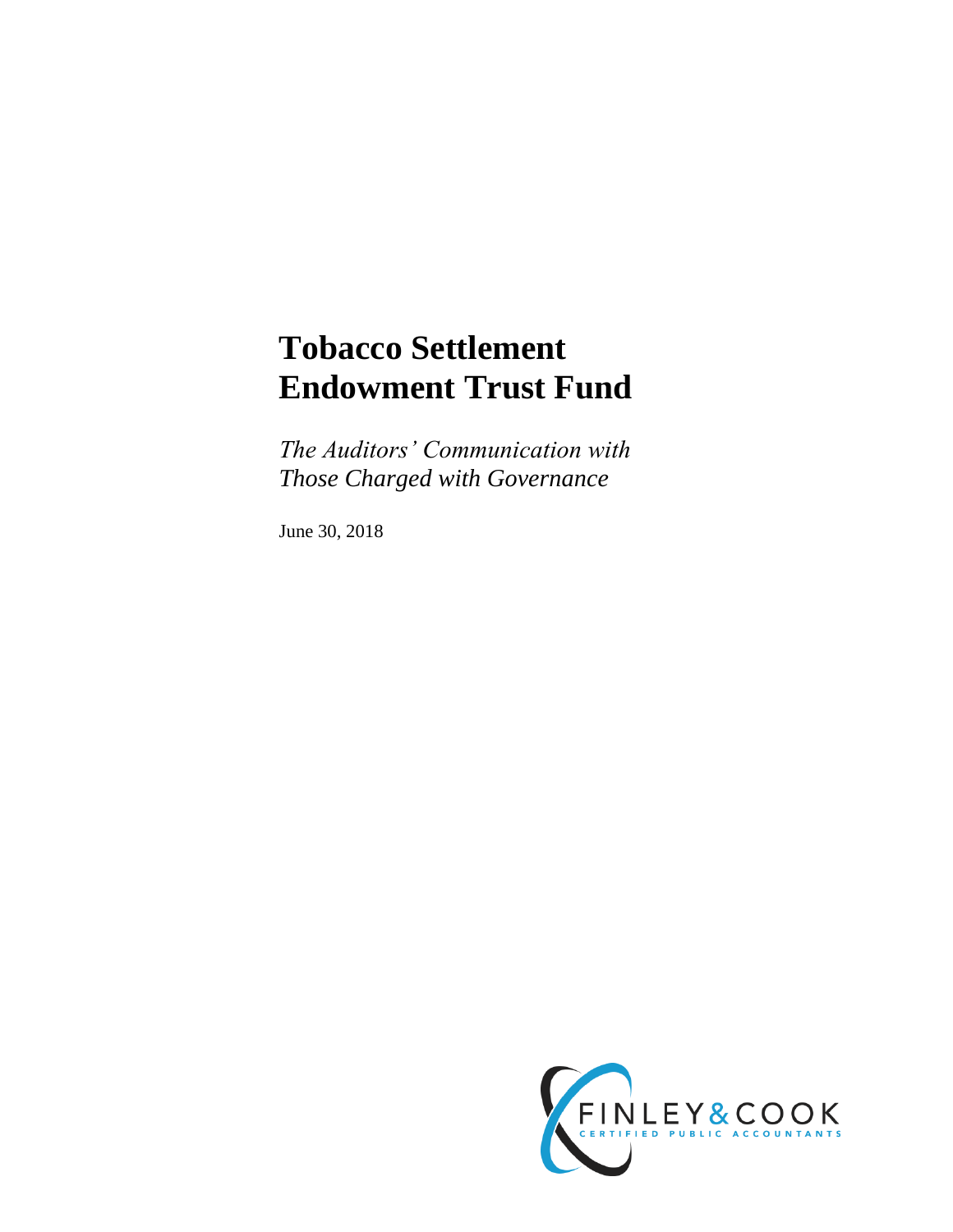# Tobacco Settlement Endowment Trust Fund

*The Auditors' Communication with Those Charged with Governance*

June 30, 2018

FINLEY & COOK
CERTIFIED PUBLIC ACCOUNTANTS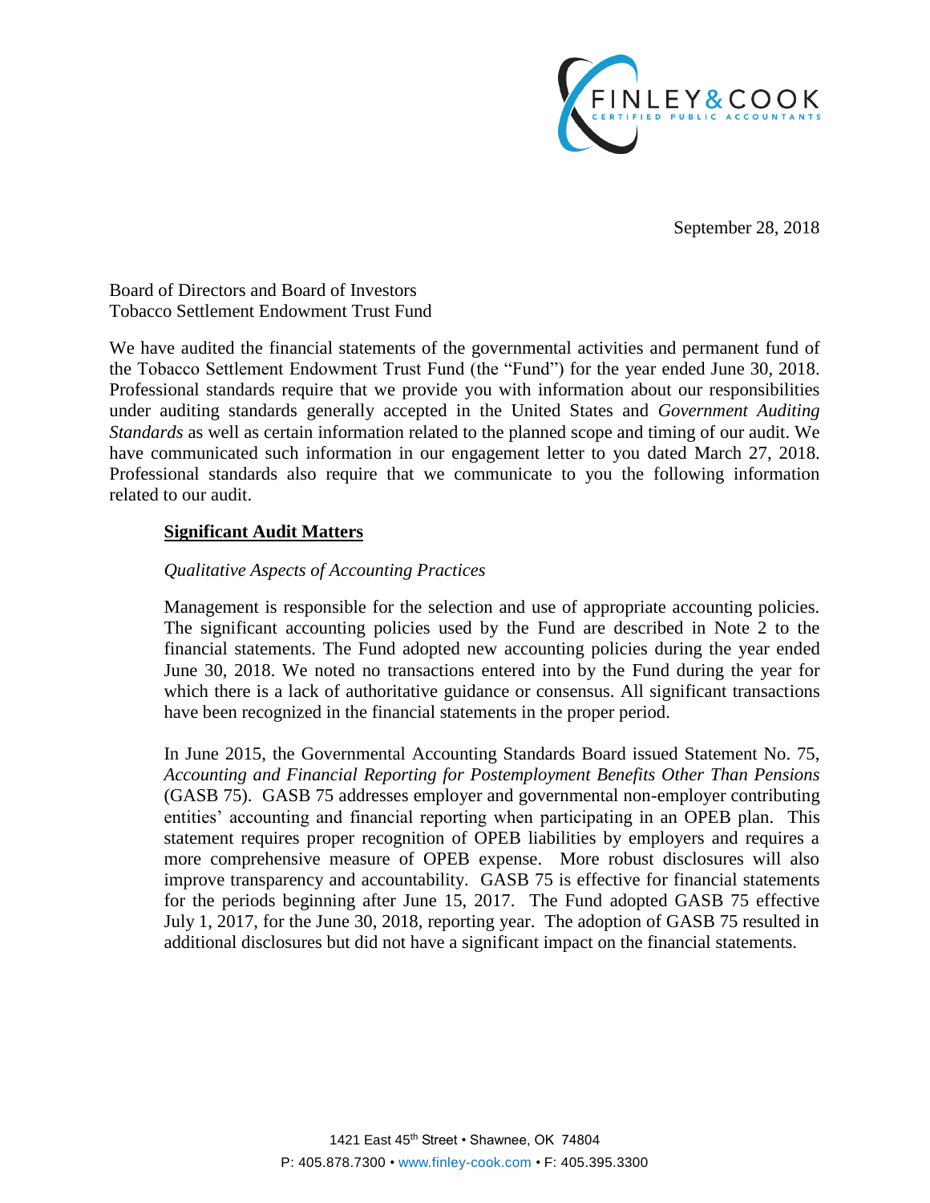September 28, 2018

Board of Directors and Board of Investors
Tobacco Settlement Endowment Trust Fund

We have audited the financial statements of the governmental activities and permanent fund of the Tobacco Settlement Endowment Trust Fund (the "Fund") for the year ended June 30, 2018. Professional standards require that we provide you with information about our responsibilities under auditing standards generally accepted in the United States and *Government Auditing Standards* as well as certain information related to the planned scope and timing of our audit. We have communicated such information in our engagement letter to you dated March 27, 2018. Professional standards also require that we communicate to you the following information related to our audit.

**Significant Audit Matters**

*Qualitative Aspects of Accounting Practices*

Management is responsible for the selection and use of appropriate accounting policies. The significant accounting policies used by the Fund are described in Note 2 to the financial statements. The Fund adopted new accounting policies during the year ended June 30, 2018. We noted no transactions entered into by the Fund during the year for which there is a lack of authoritative guidance or consensus. All significant transactions have been recognized in the financial statements in the proper period.

In June 2015, the Governmental Accounting Standards Board issued Statement No. 75, *Accounting and Financial Reporting for Postemployment Benefits Other Than Pensions* (GASB 75). GASB 75 addresses employer and governmental non-employer contributing entities' accounting and financial reporting when participating in an OPEB plan. This statement requires proper recognition of OPEB liabilities by employers and requires a more comprehensive measure of OPEB expense. More robust disclosures will also improve transparency and accountability. GASB 75 is effective for financial statements for the periods beginning after June 15, 2017. The Fund adopted GASB 75 effective July 1, 2017, for the June 30, 2018, reporting year. The adoption of GASB 75 resulted in additional disclosures but did not have a significant impact on the financial statements.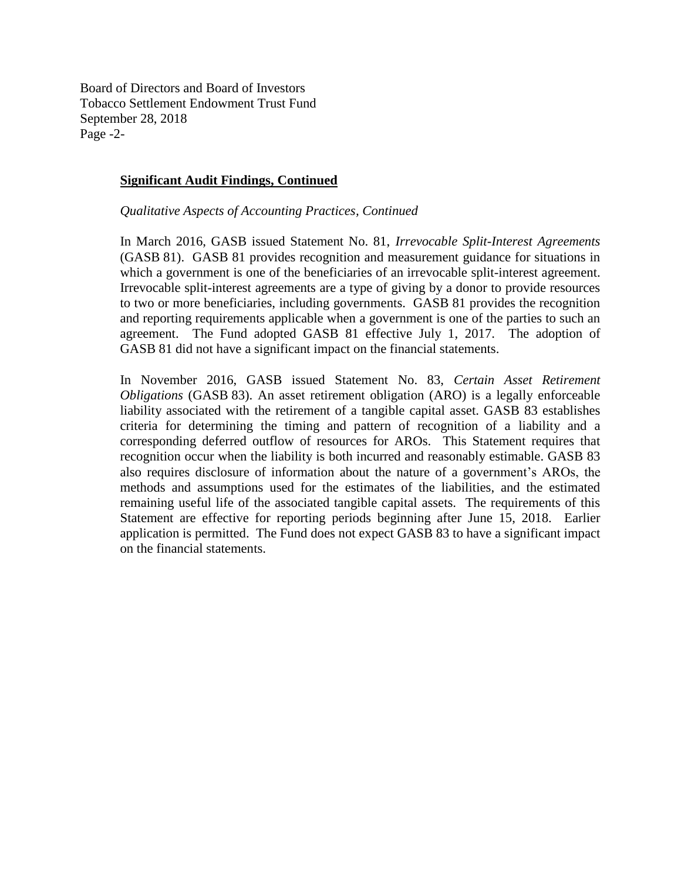**Significant Audit Findings, Continued**

*Qualitative Aspects of Accounting Practices, Continued*

In March 2016, GASB issued Statement No. 81, *Irrevocable Split-Interest Agreements* (GASB 81). GASB 81 provides recognition and measurement guidance for situations in which a government is one of the beneficiaries of an irrevocable split-interest agreement. Irrevocable split-interest agreements are a type of giving by a donor to provide resources to two or more beneficiaries, including governments. GASB 81 provides the recognition and reporting requirements applicable when a government is one of the parties to such an agreement. The Fund adopted GASB 81 effective July 1, 2017. The adoption of GASB 81 did not have a significant impact on the financial statements.

In November 2016, GASB issued Statement No. 83, *Certain Asset Retirement Obligations* (GASB 83). An asset retirement obligation (ARO) is a legally enforceable liability associated with the retirement of a tangible capital asset. GASB 83 establishes criteria for determining the timing and pattern of recognition of a liability and a corresponding deferred outflow of resources for AROs. This Statement requires that recognition occur when the liability is both incurred and reasonably estimable. GASB 83 also requires disclosure of information about the nature of a government's AROs, the methods and assumptions used for the estimates of the liabilities, and the estimated remaining useful life of the associated tangible capital assets. The requirements of this Statement are effective for reporting periods beginning after June 15, 2018. Earlier application is permitted. The Fund does not expect GASB 83 to have a significant impact on the financial statements.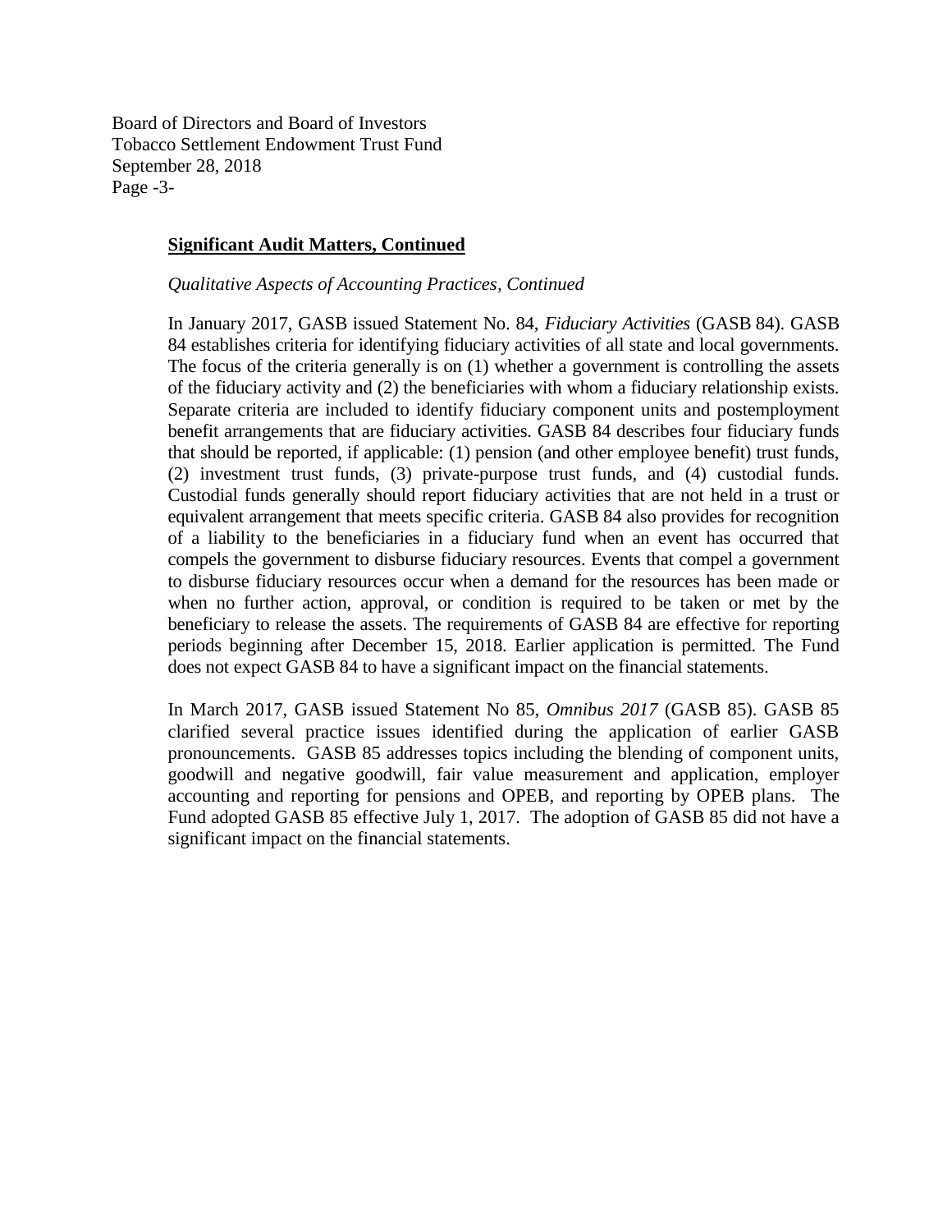Board of Directors and Board of Investors
Tobacco Settlement Endowment Trust Fund
September 28, 2018
Page -3-

**Significant Audit Matters, Continued**

*Qualitative Aspects of Accounting Practices, Continued*

In January 2017, GASB issued Statement No. 84, *Fiduciary Activities* (GASB 84). GASB 84 establishes criteria for identifying fiduciary activities of all state and local governments. The focus of the criteria generally is on (1) whether a government is controlling the assets of the fiduciary activity and (2) the beneficiaries with whom a fiduciary relationship exists. Separate criteria are included to identify fiduciary component units and postemployment benefit arrangements that are fiduciary activities. GASB 84 describes four fiduciary funds that should be reported, if applicable: (1) pension (and other employee benefit) trust funds, (2) investment trust funds, (3) private-purpose trust funds, and (4) custodial funds. Custodial funds generally should report fiduciary activities that are not held in a trust or equivalent arrangement that meets specific criteria. GASB 84 also provides for recognition of a liability to the beneficiaries in a fiduciary fund when an event has occurred that compels the government to disburse fiduciary resources. Events that compel a government to disburse fiduciary resources occur when a demand for the resources has been made or when no further action, approval, or condition is required to be taken or met by the beneficiary to release the assets. The requirements of GASB 84 are effective for reporting periods beginning after December 15, 2018. Earlier application is permitted. The Fund does not expect GASB 84 to have a significant impact on the financial statements.

In March 2017, GASB issued Statement No 85, *Omnibus 2017* (GASB 85). GASB 85 clarified several practice issues identified during the application of earlier GASB pronouncements. GASB 85 addresses topics including the blending of component units, goodwill and negative goodwill, fair value measurement and application, employer accounting and reporting for pensions and OPEB, and reporting by OPEB plans. The Fund adopted GASB 85 effective July 1, 2017. The adoption of GASB 85 did not have a significant impact on the financial statements.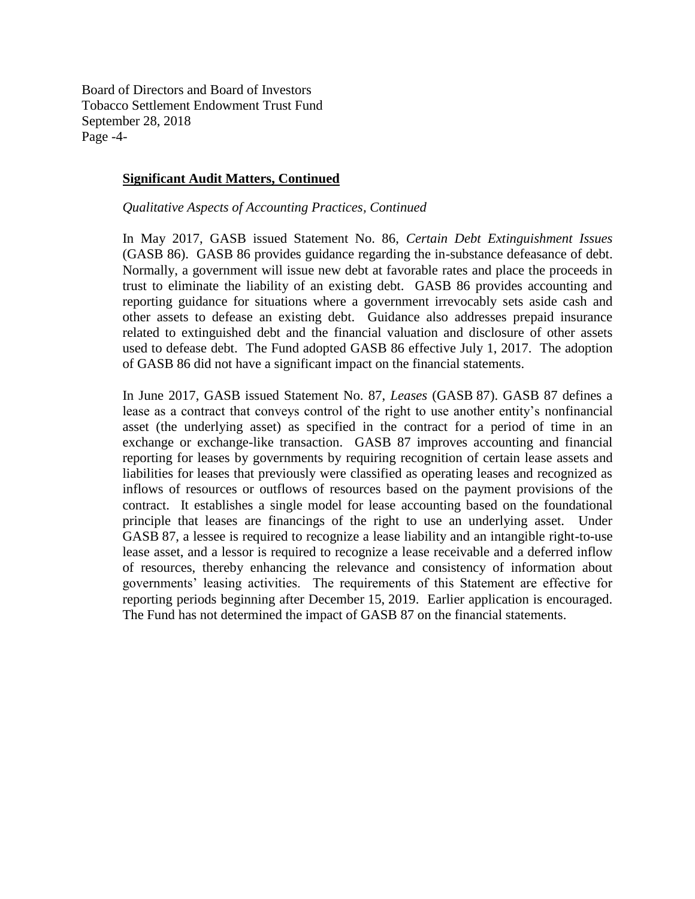## Significant Audit Matters, Continued

*Qualitative Aspects of Accounting Practices, Continued*

In May 2017, GASB issued Statement No. 86, *Certain Debt Extinguishment Issues* (GASB 86). GASB 86 provides guidance regarding the in-substance defeasance of debt. Normally, a government will issue new debt at favorable rates and place the proceeds in trust to eliminate the liability of an existing debt. GASB 86 provides accounting and reporting guidance for situations where a government irrevocably sets aside cash and other assets to defease an existing debt. Guidance also addresses prepaid insurance related to extinguished debt and the financial valuation and disclosure of other assets used to defease debt. The Fund adopted GASB 86 effective July 1, 2017. The adoption of GASB 86 did not have a significant impact on the financial statements.

In June 2017, GASB issued Statement No. 87, *Leases* (GASB 87). GASB 87 defines a lease as a contract that conveys control of the right to use another entity's nonfinancial asset (the underlying asset) as specified in the contract for a period of time in an exchange or exchange-like transaction. GASB 87 improves accounting and financial reporting for leases by governments by requiring recognition of certain lease assets and liabilities for leases that previously were classified as operating leases and recognized as inflows of resources or outflows of resources based on the payment provisions of the contract. It establishes a single model for lease accounting based on the foundational principle that leases are financings of the right to use an underlying asset. Under GASB 87, a lessee is required to recognize a lease liability and an intangible right-to-use lease asset, and a lessor is required to recognize a lease receivable and a deferred inflow of resources, thereby enhancing the relevance and consistency of information about governments' leasing activities. The requirements of this Statement are effective for reporting periods beginning after December 15, 2019. Earlier application is encouraged. The Fund has not determined the impact of GASB 87 on the financial statements.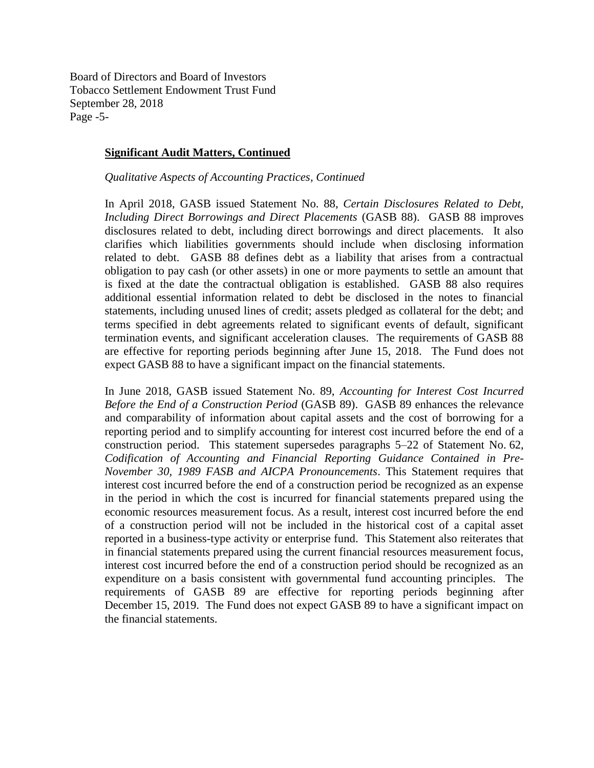**Significant Audit Matters, Continued**

*Qualitative Aspects of Accounting Practices, Continued*

In April 2018, GASB issued Statement No. 88, *Certain Disclosures Related to Debt, Including Direct Borrowings and Direct Placements* (GASB 88). GASB 88 improves disclosures related to debt, including direct borrowings and direct placements. It also clarifies which liabilities governments should include when disclosing information related to debt. GASB 88 defines debt as a liability that arises from a contractual obligation to pay cash (or other assets) in one or more payments to settle an amount that is fixed at the date the contractual obligation is established. GASB 88 also requires additional essential information related to debt be disclosed in the notes to financial statements, including unused lines of credit; assets pledged as collateral for the debt; and terms specified in debt agreements related to significant events of default, significant termination events, and significant acceleration clauses. The requirements of GASB 88 are effective for reporting periods beginning after June 15, 2018. The Fund does not expect GASB 88 to have a significant impact on the financial statements.

In June 2018, GASB issued Statement No. 89, *Accounting for Interest Cost Incurred Before the End of a Construction Period* (GASB 89). GASB 89 enhances the relevance and comparability of information about capital assets and the cost of borrowing for a reporting period and to simplify accounting for interest cost incurred before the end of a construction period. This statement supersedes paragraphs 5–22 of Statement No. 62, *Codification of Accounting and Financial Reporting Guidance Contained in Pre-November 30, 1989 FASB and AICPA Pronouncements*. This Statement requires that interest cost incurred before the end of a construction period be recognized as an expense in the period in which the cost is incurred for financial statements prepared using the economic resources measurement focus. As a result, interest cost incurred before the end of a construction period will not be included in the historical cost of a capital asset reported in a business-type activity or enterprise fund. This Statement also reiterates that in financial statements prepared using the current financial resources measurement focus, interest cost incurred before the end of a construction period should be recognized as an expenditure on a basis consistent with governmental fund accounting principles. The requirements of GASB 89 are effective for reporting periods beginning after December 15, 2019. The Fund does not expect GASB 89 to have a significant impact on the financial statements.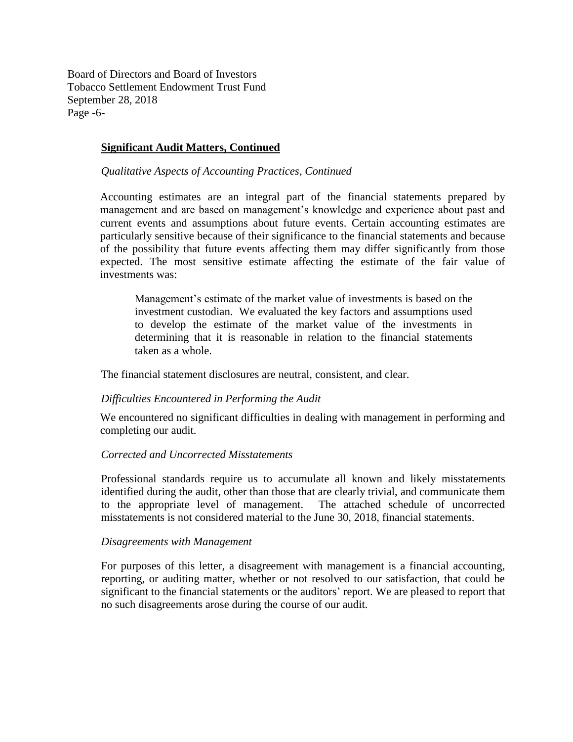Board of Directors and Board of Investors
Tobacco Settlement Endowment Trust Fund
September 28, 2018
Page -6-

**Significant Audit Matters, Continued**

*Qualitative Aspects of Accounting Practices, Continued*

Accounting estimates are an integral part of the financial statements prepared by management and are based on management's knowledge and experience about past and current events and assumptions about future events. Certain accounting estimates are particularly sensitive because of their significance to the financial statements and because of the possibility that future events affecting them may differ significantly from those expected. The most sensitive estimate affecting the estimate of the fair value of investments was:

> Management's estimate of the market value of investments is based on the investment custodian. We evaluated the key factors and assumptions used to develop the estimate of the market value of the investments in determining that it is reasonable in relation to the financial statements taken as a whole.

The financial statement disclosures are neutral, consistent, and clear.

*Difficulties Encountered in Performing the Audit*

We encountered no significant difficulties in dealing with management in performing and completing our audit.

*Corrected and Uncorrected Misstatements*

Professional standards require us to accumulate all known and likely misstatements identified during the audit, other than those that are clearly trivial, and communicate them to the appropriate level of management. The attached schedule of uncorrected misstatements is not considered material to the June 30, 2018, financial statements.

*Disagreements with Management*

For purposes of this letter, a disagreement with management is a financial accounting, reporting, or auditing matter, whether or not resolved to our satisfaction, that could be significant to the financial statements or the auditors' report. We are pleased to report that no such disagreements arose during the course of our audit.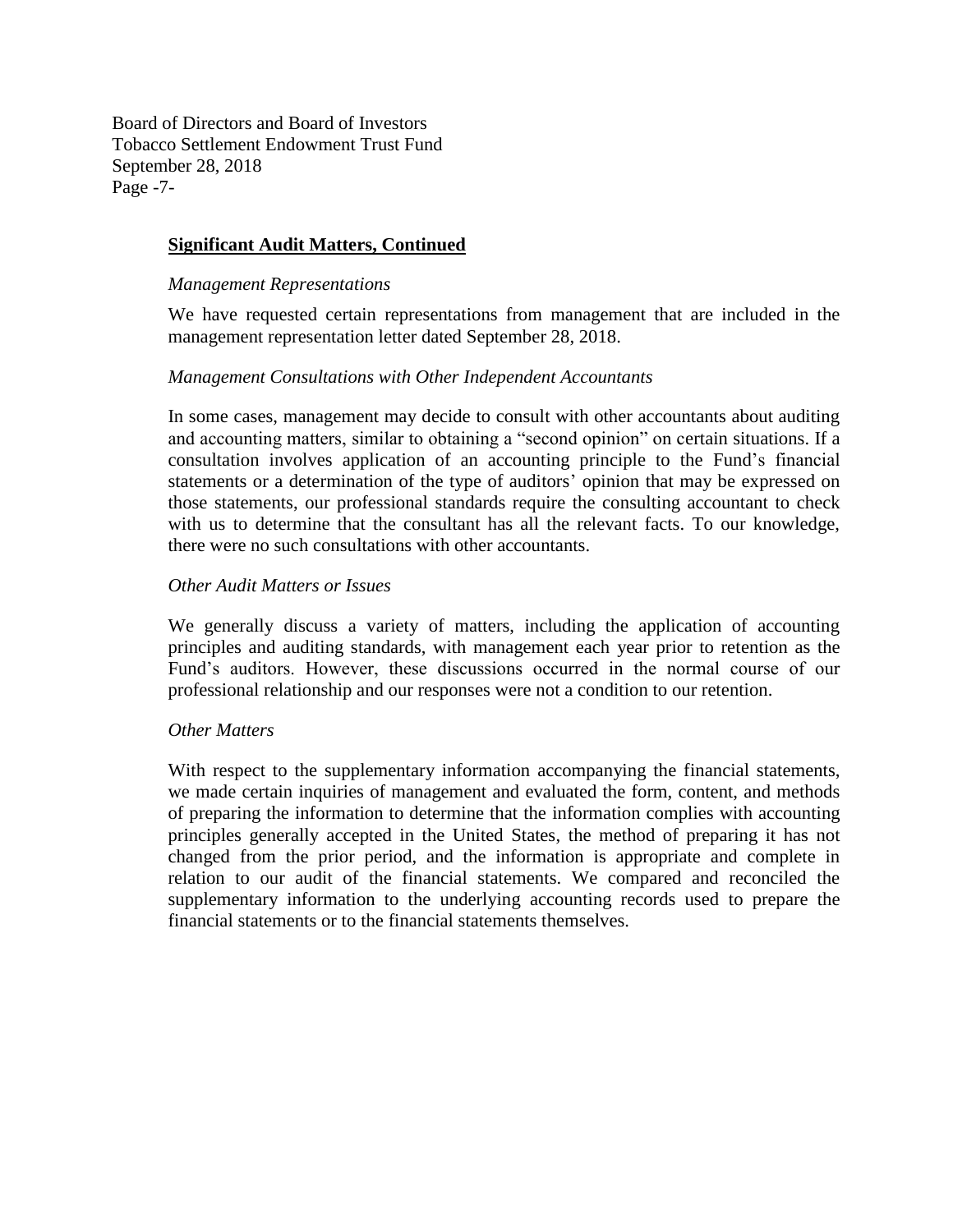Board of Directors and Board of Investors
Tobacco Settlement Endowment Trust Fund
September 28, 2018

**Significant Audit Matters, Continued**

*Management Representations*

We have requested certain representations from management that are included in the management representation letter dated September 28, 2018.

*Management Consultations with Other Independent Accountants*

In some cases, management may decide to consult with other accountants about auditing and accounting matters, similar to obtaining a "second opinion" on certain situations. If a consultation involves application of an accounting principle to the Fund's financial statements or a determination of the type of auditors' opinion that may be expressed on those statements, our professional standards require the consulting accountant to check with us to determine that the consultant has all the relevant facts. To our knowledge, there were no such consultations with other accountants.

*Other Audit Matters or Issues*

We generally discuss a variety of matters, including the application of accounting principles and auditing standards, with management each year prior to retention as the Fund's auditors. However, these discussions occurred in the normal course of our professional relationship and our responses were not a condition to our retention.

*Other Matters*

With respect to the supplementary information accompanying the financial statements, we made certain inquiries of management and evaluated the form, content, and methods of preparing the information to determine that the information complies with accounting principles generally accepted in the United States, the method of preparing it has not changed from the prior period, and the information is appropriate and complete in relation to our audit of the financial statements. We compared and reconciled the supplementary information to the underlying accounting records used to prepare the financial statements or to the financial statements themselves.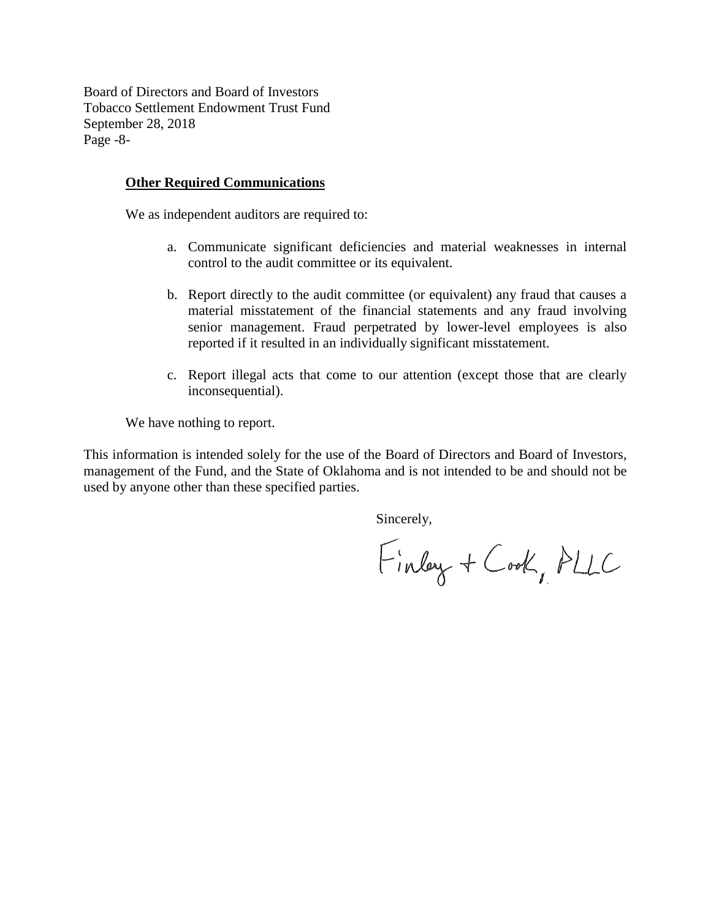Board of Directors and Board of Investors
Tobacco Settlement Endowment Trust Fund
September 28, 2018
Page -8-

**Other Required Communications**

We as independent auditors are required to:

a. Communicate significant deficiencies and material weaknesses in internal control to the audit committee or its equivalent.

b. Report directly to the audit committee (or equivalent) any fraud that causes a material misstatement of the financial statements and any fraud involving senior management. Fraud perpetrated by lower-level employees is also reported if it resulted in an individually significant misstatement.

c. Report illegal acts that come to our attention (except those that are clearly inconsequential).

We have nothing to report.

This information is intended solely for the use of the Board of Directors and Board of Investors, management of the Fund, and the State of Oklahoma and is not intended to be and should not be used by anyone other than these specified parties.

Sincerely,

Finley + Cook, PLLC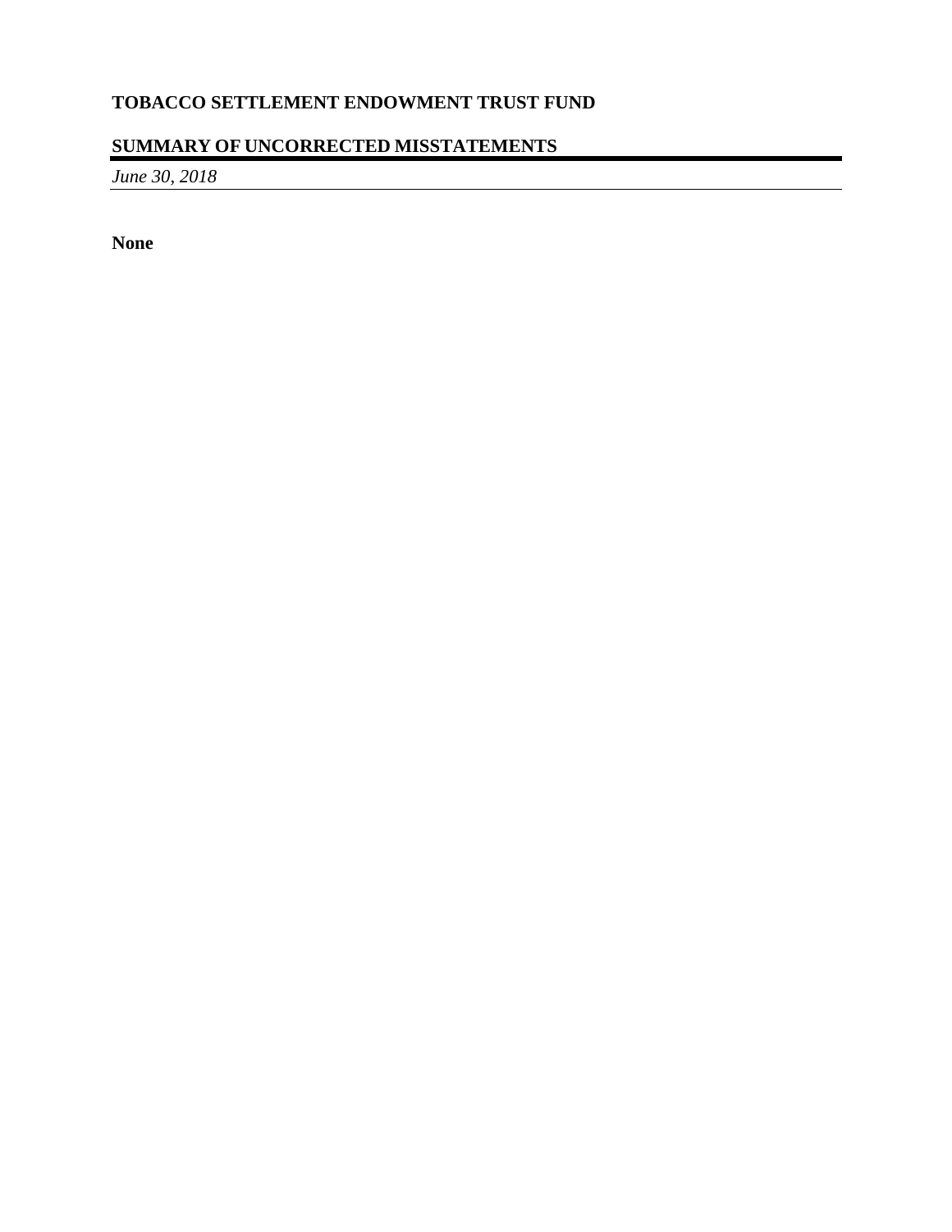**TOBACCO SETTLEMENT ENDOWMENT TRUST FUND**

**SUMMARY OF UNCORRECTED MISSTATEMENTS**

*June 30, 2018*

**None**